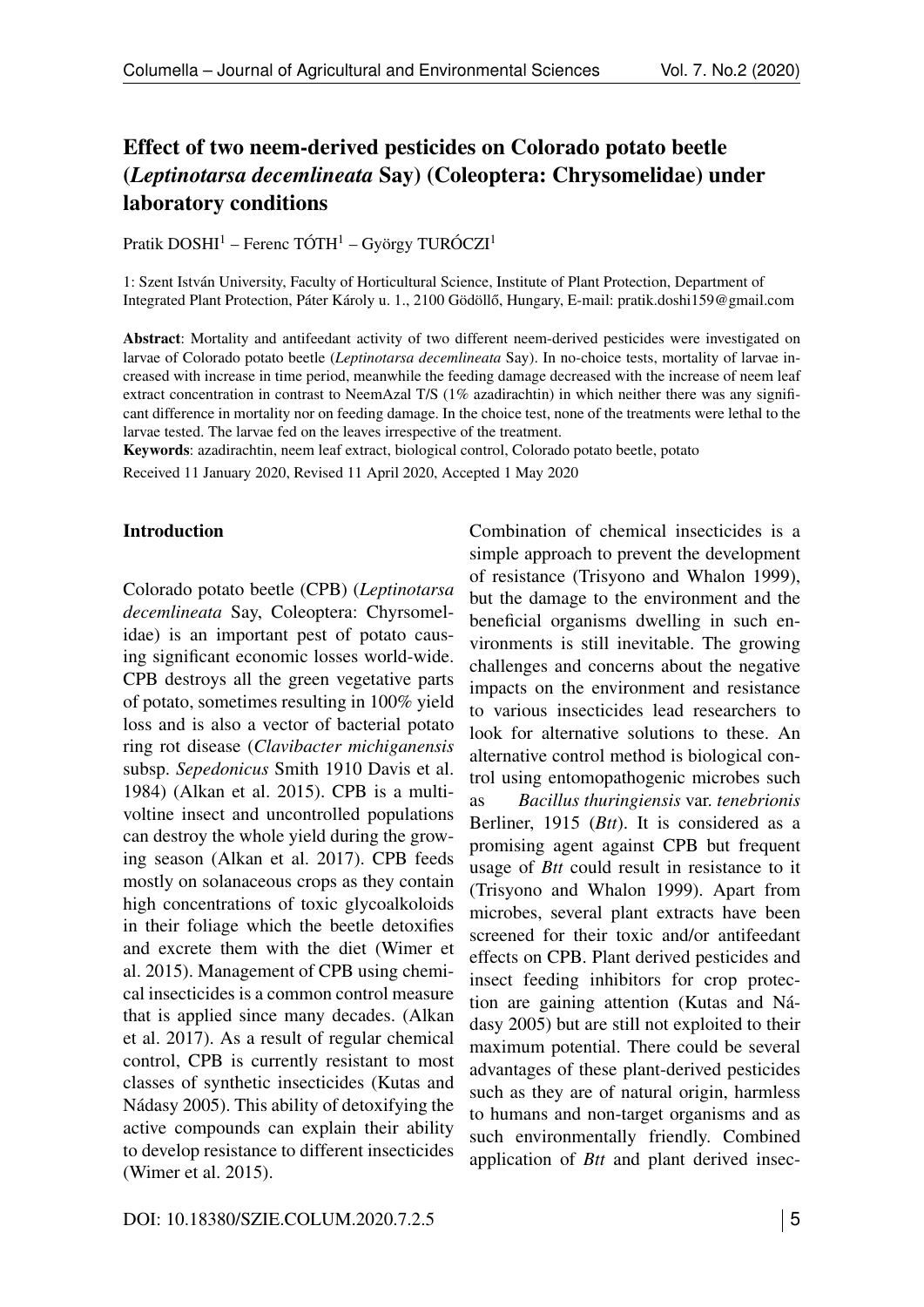# Effect of two neem-derived pesticides on Colorado potato beetle (*Leptinotarsa decemlineata* Say) (Coleoptera: Chrysomelidae) under laboratory conditions

Pratik DOSHI[1] – Ferenc TÓTH[1] – György TURÓCZI[1]

1: Szent István University, Faculty of Horticultural Science, Institute of Plant Protection, Department of Integrated Plant Protection, Páter Károly u. 1., 2100 Gödöllő, Hungary, E-mail: pratik.doshi159@gmail.com

**Abstract**: Mortality and antifeedant activity of two different neem-derived pesticides were investigated on larvae of Colorado potato beetle (*Leptinotarsa decemlineata* Say). In no-choice tests, mortality of larvae increased with increase in time period, meanwhile the feeding damage decreased with the increase of neem leaf extract concentration in contrast to NeemAzal T/S (1% azadirachtin) in which neither there was any significant difference in mortality nor on feeding damage. In the choice test, none of the treatments were lethal to the larvae tested. The larvae fed on the leaves irrespective of the treatment.

**Keywords**: azadirachtin, neem leaf extract, biological control, Colorado potato beetle, potato

Received 11 January 2020, Revised 11 April 2020, Accepted 1 May 2020

## Introduction

Colorado potato beetle (CPB) (*Leptinotarsa decemlineata* Say, Coleoptera: Chyrsomelidae) is an important pest of potato causing significant economic losses world-wide. CPB destroys all the green vegetative parts of potato, sometimes resulting in 100% yield loss and is also a vector of bacterial potato ring rot disease (*Clavibacter michiganensis* subsp. *Sepedonicus* Smith 1910 Davis et al. 1984) (Alkan et al. 2015). CPB is a multivoltine insect and uncontrolled populations can destroy the whole yield during the growing season (Alkan et al. 2017). CPB feeds mostly on solanaceous crops as they contain high concentrations of toxic glycoalkoloids in their foliage which the beetle detoxifies and excrete them with the diet (Wimer et al. 2015). Management of CPB using chemical insecticides is a common control measure that is applied since many decades. (Alkan et al. 2017). As a result of regular chemical control, CPB is currently resistant to most classes of synthetic insecticides (Kutas and Nádasy 2005). This ability of detoxifying the active compounds can explain their ability to develop resistance to different insecticides (Wimer et al. 2015).

Combination of chemical insecticides is a simple approach to prevent the development of resistance (Trisyono and Whalon 1999), but the damage to the environment and the beneficial organisms dwelling in such environments is still inevitable. The growing challenges and concerns about the negative impacts on the environment and resistance to various insecticides lead researchers to look for alternative solutions to these. An alternative control method is biological control using entomopathogenic microbes such as *Bacillus thuringiensis* var. *tenebrionis* Berliner, 1915 (*Btt*). It is considered as a promising agent against CPB but frequent usage of *Btt* could result in resistance to it (Trisyono and Whalon 1999). Apart from microbes, several plant extracts have been screened for their toxic and/or antifeedant effects on CPB. Plant derived pesticides and insect feeding inhibitors for crop protection are gaining attention (Kutas and Nádasy 2005) but are still not exploited to their maximum potential. There could be several advantages of these plant-derived pesticides such as they are of natural origin, harmless to humans and non-target organisms and as such environmentally friendly. Combined application of *Btt* and plant derived insec-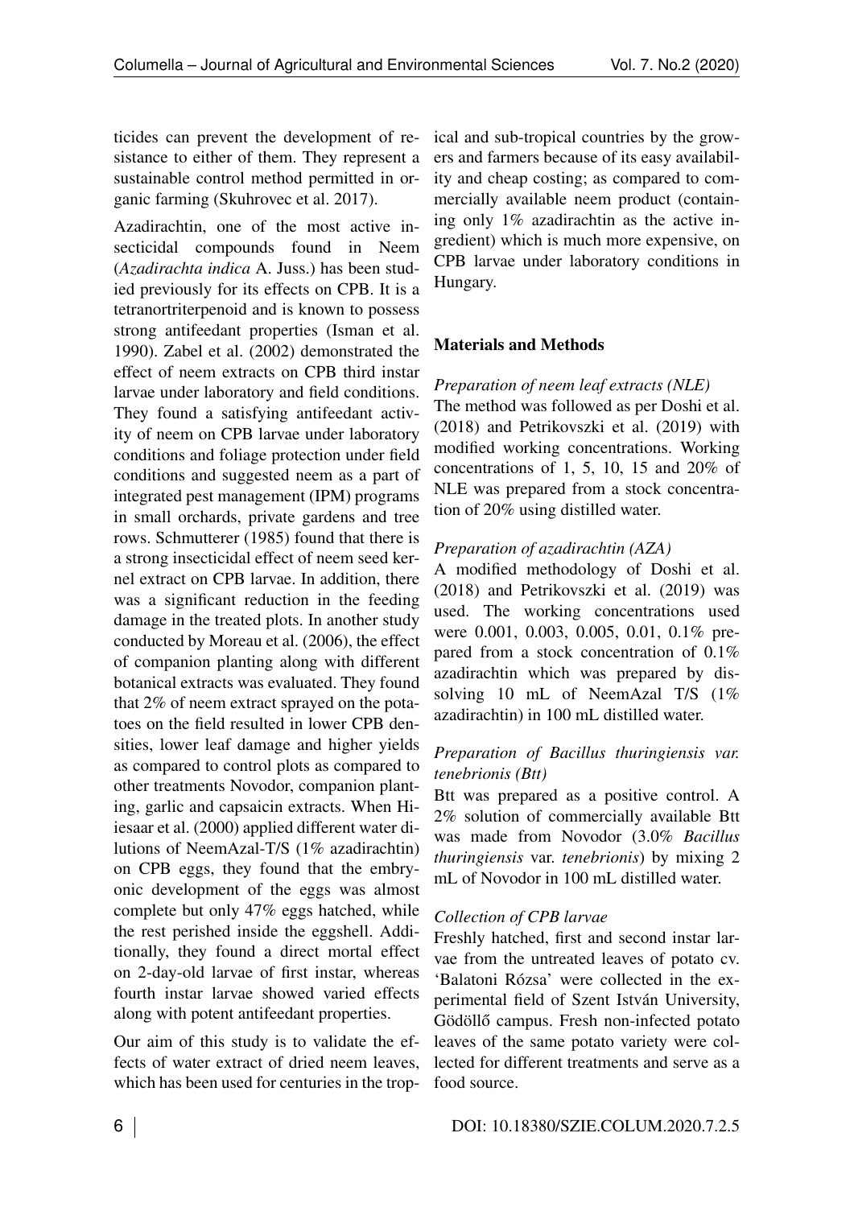ticides can prevent the development of resistance to either of them. They represent a sustainable control method permitted in organic farming (Skuhrovec et al. 2017).

Azadirachtin, one of the most active insecticidal compounds found in Neem (*Azadirachta indica* A. Juss.) has been studied previously for its effects on CPB. It is a tetranortriterpenoid and is known to possess strong antifeedant properties (Isman et al. 1990). Zabel et al. (2002) demonstrated the effect of neem extracts on CPB third instar larvae under laboratory and field conditions. They found a satisfying antifeedant activity of neem on CPB larvae under laboratory conditions and foliage protection under field conditions and suggested neem as a part of integrated pest management (IPM) programs in small orchards, private gardens and tree rows. Schmutterer (1985) found that there is a strong insecticidal effect of neem seed kernel extract on CPB larvae. In addition, there was a significant reduction in the feeding damage in the treated plots. In another study conducted by Moreau et al. (2006), the effect of companion planting along with different botanical extracts was evaluated. They found that 2% of neem extract sprayed on the potatoes on the field resulted in lower CPB densities, lower leaf damage and higher yields as compared to control plots as compared to other treatments Novodor, companion planting, garlic and capsaicin extracts. When Hiiesaar et al. (2000) applied different water dilutions of NeemAzal-T/S (1% azadirachtin) on CPB eggs, they found that the embryonic development of the eggs was almost complete but only 47% eggs hatched, while the rest perished inside the eggshell. Additionally, they found a direct mortal effect on 2-day-old larvae of first instar, whereas fourth instar larvae showed varied effects along with potent antifeedant properties.

Our aim of this study is to validate the effects of water extract of dried neem leaves, which has been used for centuries in the tropical and sub-tropical countries by the growers and farmers because of its easy availability and cheap costing; as compared to commercially available neem product (containing only 1% azadirachtin as the active ingredient) which is much more expensive, on CPB larvae under laboratory conditions in Hungary.

## Materials and Methods

*Preparation of neem leaf extracts (NLE)*

The method was followed as per Doshi et al. (2018) and Petrikovszki et al. (2019) with modified working concentrations. Working concentrations of 1, 5, 10, 15 and 20% of NLE was prepared from a stock concentration of 20% using distilled water.

*Preparation of azadirachtin (AZA)*

A modified methodology of Doshi et al. (2018) and Petrikovszki et al. (2019) was used. The working concentrations used were 0.001, 0.003, 0.005, 0.01, 0.1% prepared from a stock concentration of 0.1% azadirachtin which was prepared by dissolving 10 mL of NeemAzal T/S (1% azadirachtin) in 100 mL distilled water.

*Preparation of Bacillus thuringiensis var. tenebrionis (Btt)*

Btt was prepared as a positive control. A 2% solution of commercially available Btt was made from Novodor (3.0% *Bacillus thuringiensis* var. *tenebrionis*) by mixing 2 mL of Novodor in 100 mL distilled water.

*Collection of CPB larvae*

Freshly hatched, first and second instar larvae from the untreated leaves of potato cv. 'Balatoni Rózsa' were collected in the experimental field of Szent István University, Gödöllő campus. Fresh non-infected potato leaves of the same potato variety were collected for different treatments and serve as a food source.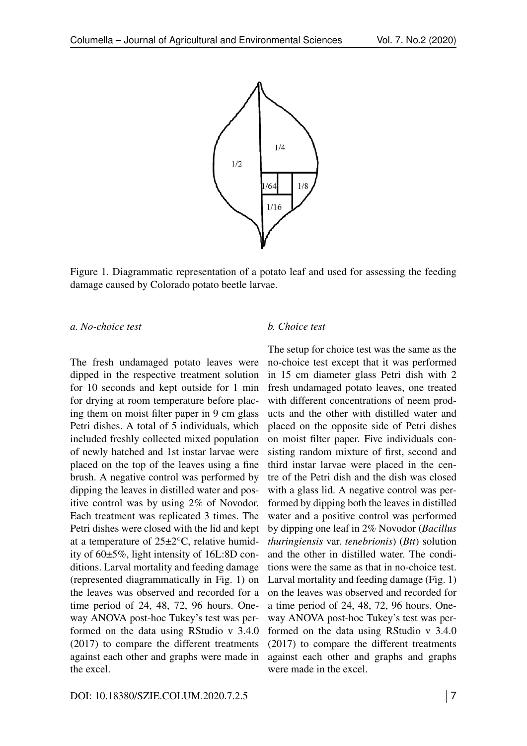Figure 1. Diagrammatic representation of a potato leaf and used for assessing the feeding damage caused by Colorado potato beetle larvae.

*a. No-choice test*

The fresh undamaged potato leaves were dipped in the respective treatment solution for 10 seconds and kept outside for 1 min for drying at room temperature before placing them on moist filter paper in 9 cm glass Petri dishes. A total of 5 individuals, which included freshly collected mixed population of newly hatched and 1st instar larvae were placed on the top of the leaves using a fine brush. A negative control was performed by dipping the leaves in distilled water and positive control was by using 2% of Novodor. Each treatment was replicated 3 times. The Petri dishes were closed with the lid and kept at a temperature of 25±2°C, relative humidity of 60±5%, light intensity of 16L:8D conditions. Larval mortality and feeding damage (represented diagrammatically in Fig. 1) on the leaves was observed and recorded for a time period of 24, 48, 72, 96 hours. One-way ANOVA post-hoc Tukey's test was performed on the data using RStudio v 3.4.0 (2017) to compare the different treatments against each other and graphs were made in the excel.

*b. Choice test*

The setup for choice test was the same as the no-choice test except that it was performed in 15 cm diameter glass Petri dish with 2 fresh undamaged potato leaves, one treated with different concentrations of neem products and the other with distilled water and placed on the opposite side of Petri dishes on moist filter paper. Five individuals consisting random mixture of first, second and third instar larvae were placed in the centre of the Petri dish and the dish was closed with a glass lid. A negative control was performed by dipping both the leaves in distilled water and a positive control was performed by dipping one leaf in 2% Novodor (*Bacillus thuringiensis* var. *tenebrionis*) (*Btt*) solution and the other in distilled water. The conditions were the same as that in no-choice test. Larval mortality and feeding damage (Fig. 1) on the leaves was observed and recorded for a time period of 24, 48, 72, 96 hours. One-way ANOVA post-hoc Tukey's test was performed on the data using RStudio v 3.4.0 (2017) to compare the different treatments against each other and graphs and graphs were made in the excel.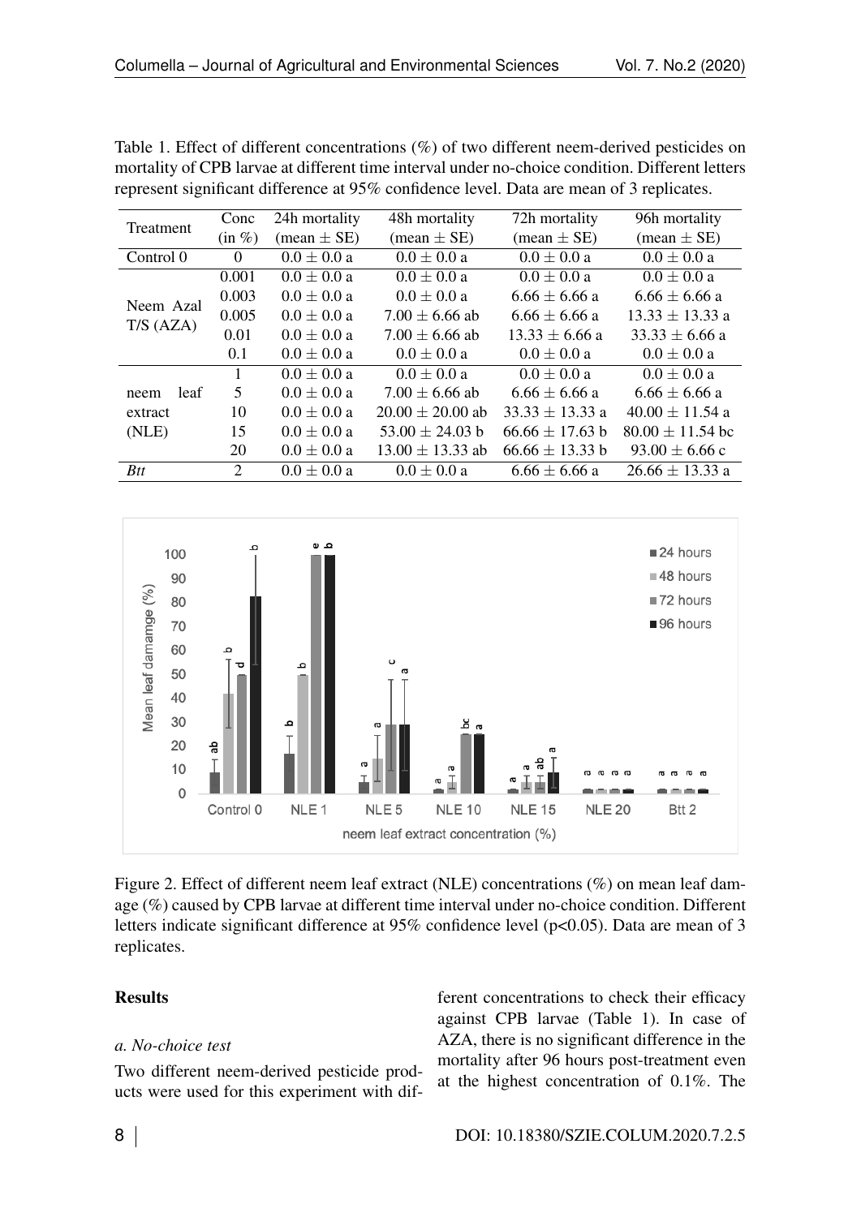Table 1. Effect of different concentrations (%) of two different neem-derived pesticides on mortality of CPB larvae at different time interval under no-choice condition. Different letters represent significant difference at 95% confidence level. Data are mean of 3 replicates.

| Treatment | Conc (in %) | 24h mortality (mean ± SE) | 48h mortality (mean ± SE) | 72h mortality (mean ± SE) | 96h mortality (mean ± SE) |
|---|---|---|---|---|---|
| Control 0 | 0 | 0.0 ± 0.0 a | 0.0 ± 0.0 a | 0.0 ± 0.0 a | 0.0 ± 0.0 a |
| Neem Azal T/S (AZA) | 0.001 | 0.0 ± 0.0 a | 0.0 ± 0.0 a | 0.0 ± 0.0 a | 0.0 ± 0.0 a |
| | 0.003 | 0.0 ± 0.0 a | 0.0 ± 0.0 a | 6.66 ± 6.66 a | 6.66 ± 6.66 a |
| | 0.005 | 0.0 ± 0.0 a | 7.00 ± 6.66 ab | 6.66 ± 6.66 a | 13.33 ± 13.33 a |
| | 0.01 | 0.0 ± 0.0 a | 7.00 ± 6.66 ab | 13.33 ± 6.66 a | 33.33 ± 6.66 a |
| | 0.1 | 0.0 ± 0.0 a | 0.0 ± 0.0 a | 0.0 ± 0.0 a | 0.0 ± 0.0 a |
| neem leaf extract (NLE) | 1 | 0.0 ± 0.0 a | 0.0 ± 0.0 a | 0.0 ± 0.0 a | 0.0 ± 0.0 a |
| | 5 | 0.0 ± 0.0 a | 7.00 ± 6.66 ab | 6.66 ± 6.66 a | 6.66 ± 6.66 a |
| | 10 | 0.0 ± 0.0 a | 20.00 ± 20.00 ab | 33.33 ± 13.33 a | 40.00 ± 11.54 a |
| | 15 | 0.0 ± 0.0 a | 53.00 ± 24.03 b | 66.66 ± 17.63 b | 80.00 ± 11.54 bc |
| | 20 | 0.0 ± 0.0 a | 13.00 ± 13.33 ab | 66.66 ± 13.33 b | 93.00 ± 6.66 c |
| *Btt* | 2 | 0.0 ± 0.0 a | 0.0 ± 0.0 a | 6.66 ± 6.66 a | 26.66 ± 13.33 a |

Figure 2. Effect of different neem leaf extract (NLE) concentrations (%) on mean leaf damage (%) caused by CPB larvae at different time interval under no-choice condition. Different letters indicate significant difference at 95% confidence level ($p<0.05$). Data are mean of 3 replicates.

## Results

### *a. No-choice test*

Two different neem-derived pesticide products were used for this experiment with different concentrations to check their efficacy against CPB larvae (Table 1). In case of AZA, there is no significant difference in the mortality after 96 hours post-treatment even at the highest concentration of 0.1%. The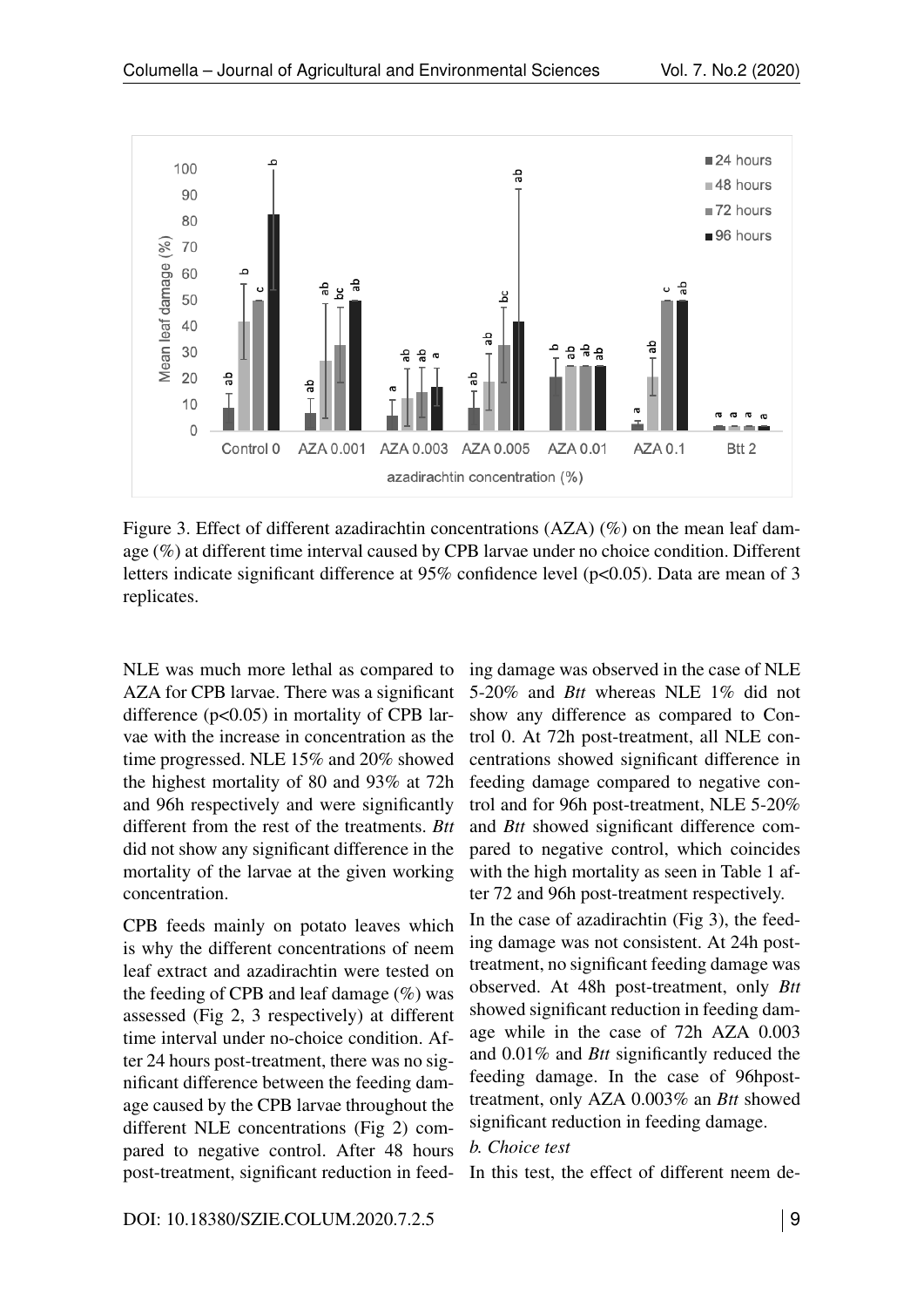Figure 3. Effect of different azadirachtin concentrations (AZA) (%) on the mean leaf damage (%) at different time interval caused by CPB larvae under no choice condition. Different letters indicate significant difference at 95% confidence level ($p<0.05$). Data are mean of 3 replicates.

NLE was much more lethal as compared to AZA for CPB larvae. There was a significant difference ($p<0.05$) in mortality of CPB larvae with the increase in concentration as the time progressed. NLE 15% and 20% showed the highest mortality of 80 and 93% at 72h and 96h respectively and were significantly different from the rest of the treatments. *Btt* did not show any significant difference in the mortality of the larvae at the given working concentration.

CPB feeds mainly on potato leaves which is why the different concentrations of neem leaf extract and azadirachtin were tested on the feeding of CPB and leaf damage (%) was assessed (Fig 2, 3 respectively) at different time interval under no-choice condition. After 24 hours post-treatment, there was no significant difference between the feeding damage caused by the CPB larvae throughout the different NLE concentrations (Fig 2) compared to negative control. After 48 hours post-treatment, significant reduction in feeding damage was observed in the case of NLE 5-20% and *Btt* whereas NLE 1% did not show any difference as compared to Control 0. At 72h post-treatment, all NLE concentrations showed significant difference in feeding damage compared to negative control and for 96h post-treatment, NLE 5-20% and *Btt* showed significant difference compared to negative control, which coincides with the high mortality as seen in Table 1 after 72 and 96h post-treatment respectively.

In the case of azadirachtin (Fig 3), the feeding damage was not consistent. At 24h post-treatment, no significant feeding damage was observed. At 48h post-treatment, only *Btt* showed significant reduction in feeding damage while in the case of 72h AZA 0.003 and 0.01% and *Btt* significantly reduced the feeding damage. In the case of 96hpost-treatment, only AZA 0.003% an *Btt* showed significant reduction in feeding damage.

*b. Choice test*

In this test, the effect of different neem de-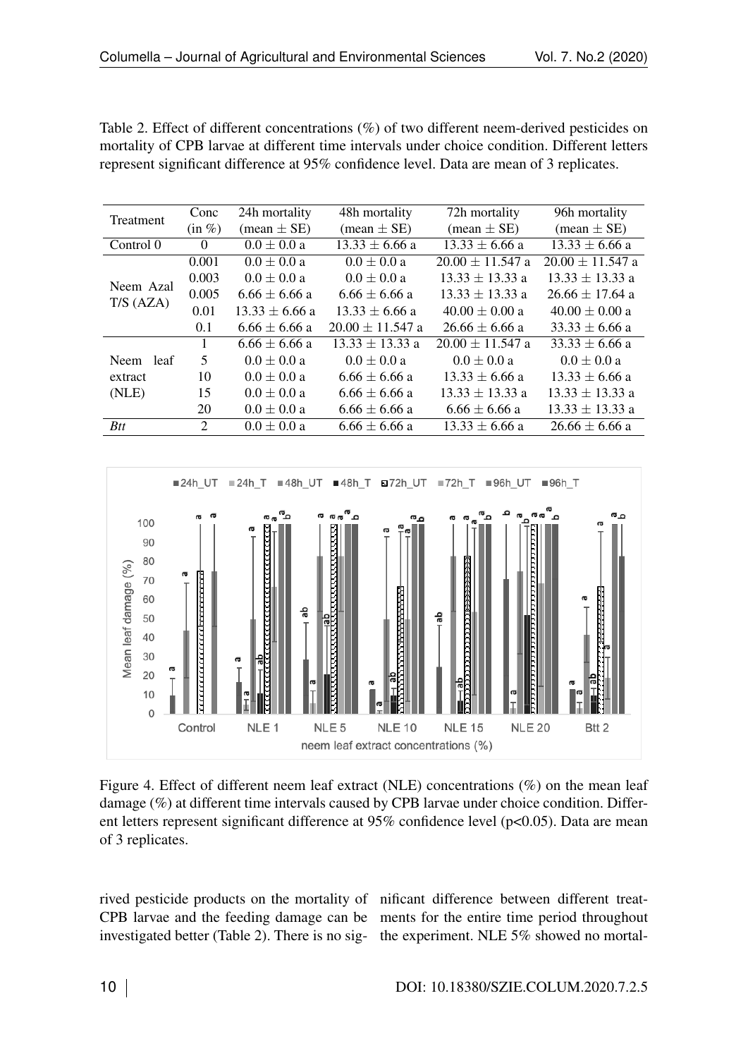Table 2. Effect of different concentrations (%) of two different neem-derived pesticides on mortality of CPB larvae at different time intervals under choice condition. Different letters represent significant difference at 95% confidence level. Data are mean of 3 replicates.

| Treatment | Conc (in %) | 24h mortality (mean ± SE) | 48h mortality (mean ± SE) | 72h mortality (mean ± SE) | 96h mortality (mean ± SE) |
|---|---|---|---|---|---|
| Control 0 | 0 | 0.0 ± 0.0 a | 13.33 ± 6.66 a | 13.33 ± 6.66 a | 13.33 ± 6.66 a |
| Neem Azal T/S (AZA) | 0.001 | 0.0 ± 0.0 a | 0.0 ± 0.0 a | 20.00 ± 11.547 a | 20.00 ± 11.547 a |
| | 0.003 | 0.0 ± 0.0 a | 0.0 ± 0.0 a | 13.33 ± 13.33 a | 13.33 ± 13.33 a |
| | 0.005 | 6.66 ± 6.66 a | 6.66 ± 6.66 a | 13.33 ± 13.33 a | 26.66 ± 17.64 a |
| | 0.01 | 13.33 ± 6.66 a | 13.33 ± 6.66 a | 40.00 ± 0.00 a | 40.00 ± 0.00 a |
| | 0.1 | 6.66 ± 6.66 a | 20.00 ± 11.547 a | 26.66 ± 6.66 a | 33.33 ± 6.66 a |
| Neem leaf extract (NLE) | 1 | 6.66 ± 6.66 a | 13.33 ± 13.33 a | 20.00 ± 11.547 a | 33.33 ± 6.66 a |
| | 5 | 0.0 ± 0.0 a | 0.0 ± 0.0 a | 0.0 ± 0.0 a | 0.0 ± 0.0 a |
| | 10 | 0.0 ± 0.0 a | 6.66 ± 6.66 a | 13.33 ± 6.66 a | 13.33 ± 6.66 a |
| | 15 | 0.0 ± 0.0 a | 6.66 ± 6.66 a | 13.33 ± 13.33 a | 13.33 ± 13.33 a |
| | 20 | 0.0 ± 0.0 a | 6.66 ± 6.66 a | 6.66 ± 6.66 a | 13.33 ± 13.33 a |
| *Btt* | 2 | 0.0 ± 0.0 a | 6.66 ± 6.66 a | 13.33 ± 6.66 a | 26.66 ± 6.66 a |

Figure 4. Effect of different neem leaf extract (NLE) concentrations (%) on the mean leaf damage (%) at different time intervals caused by CPB larvae under choice condition. Different letters represent significant difference at 95% confidence level ($p<0.05$). Data are mean of 3 replicates.

rived pesticide products on the mortality of CPB larvae and the feeding damage can be investigated better (Table 2). There is no significant difference between different treatments for the entire time period throughout the experiment. NLE 5% showed no mortal-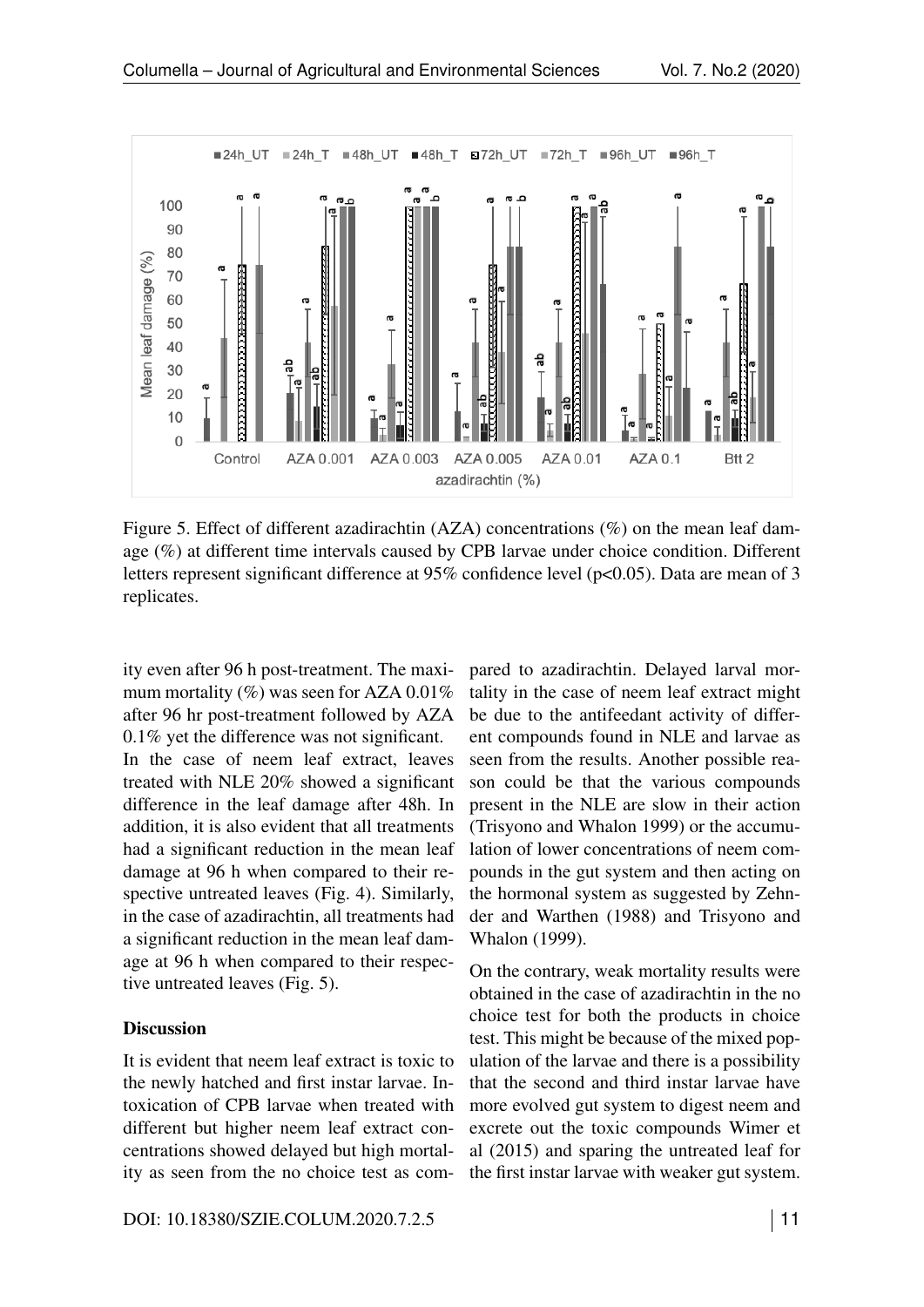Figure 5. Effect of different azadirachtin (AZA) concentrations (%) on the mean leaf damage (%) at different time intervals caused by CPB larvae under choice condition. Different letters represent significant difference at 95% confidence level (p<0.05). Data are mean of 3 replicates.

ity even after 96 h post-treatment. The maximum mortality (%) was seen for AZA 0.01% after 96 hr post-treatment followed by AZA 0.1% yet the difference was not significant.

In the case of neem leaf extract, leaves treated with NLE 20% showed a significant difference in the leaf damage after 48h. In addition, it is also evident that all treatments had a significant reduction in the mean leaf damage at 96 h when compared to their respective untreated leaves (Fig. 4). Similarly, in the case of azadirachtin, all treatments had a significant reduction in the mean leaf damage at 96 h when compared to their respective untreated leaves (Fig. 5).

## Discussion

It is evident that neem leaf extract is toxic to the newly hatched and first instar larvae. Intoxication of CPB larvae when treated with different but higher neem leaf extract concentrations showed delayed but high mortality as seen from the no choice test as compared to azadirachtin. Delayed larval mortality in the case of neem leaf extract might be due to the antifeedant activity of different compounds found in NLE and larvae as seen from the results. Another possible reason could be that the various compounds present in the NLE are slow in their action (Trisyono and Whalon 1999) or the accumulation of lower concentrations of neem compounds in the gut system and then acting on the hormonal system as suggested by Zehnder and Warthen (1988) and Trisyono and Whalon (1999).

On the contrary, weak mortality results were obtained in the case of azadirachtin in the no choice test for both the products in choice test. This might be because of the mixed population of the larvae and there is a possibility that the second and third instar larvae have more evolved gut system to digest neem and excrete out the toxic compounds Wimer et al (2015) and sparing the untreated leaf for the first instar larvae with weaker gut system.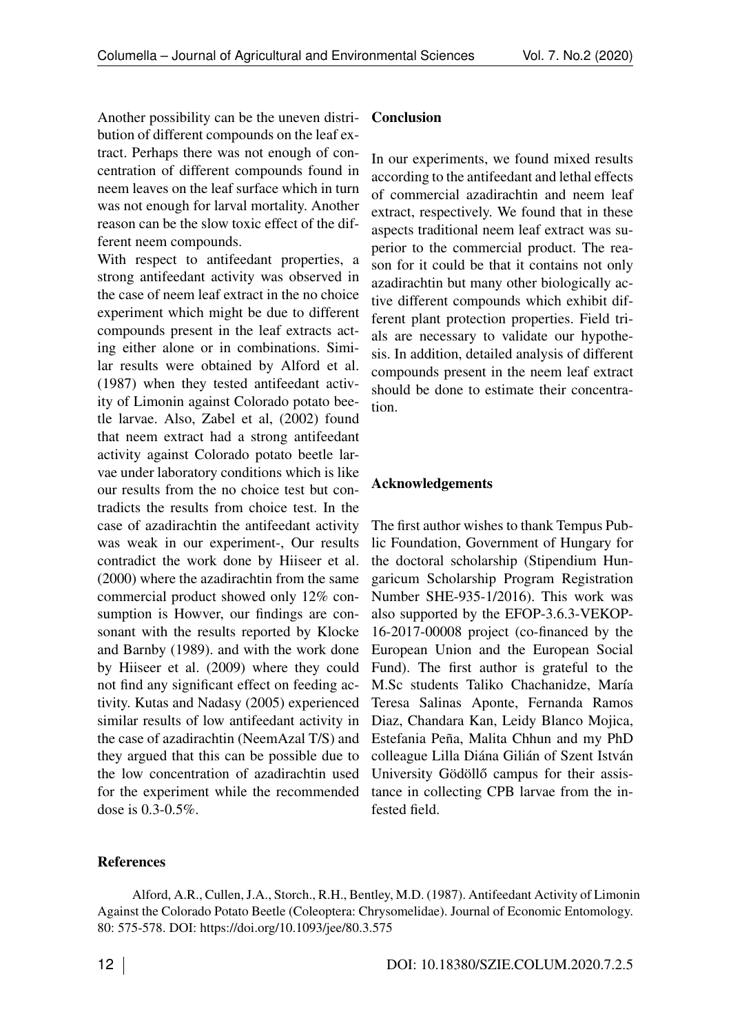Another possibility can be the uneven distribution of different compounds on the leaf extract. Perhaps there was not enough of concentration of different compounds found in neem leaves on the leaf surface which in turn was not enough for larval mortality. Another reason can be the slow toxic effect of the different neem compounds.

With respect to antifeedant properties, a strong antifeedant activity was observed in the case of neem leaf extract in the no choice experiment which might be due to different compounds present in the leaf extracts acting either alone or in combinations. Similar results were obtained by Alford et al. (1987) when they tested antifeedant activity of Limonin against Colorado potato beetle larvae. Also, Zabel et al, (2002) found that neem extract had a strong antifeedant activity against Colorado potato beetle larvae under laboratory conditions which is like our results from the no choice test but contradicts the results from choice test. In the case of azadirachtin the antifeedant activity was weak in our experiment-, Our results contradict the work done by Hiiseer et al. (2000) where the azadirachtin from the same commercial product showed only 12% consumption is Howver, our findings are consonant with the results reported by Klocke and Barnby (1989). and with the work done by Hiiseer et al. (2009) where they could not find any significant effect on feeding activity. Kutas and Nadasy (2005) experienced similar results of low antifeedant activity in the case of azadirachtin (NeemAzal T/S) and they argued that this can be possible due to the low concentration of azadirachtin used for the experiment while the recommended dose is 0.3-0.5%.

## Conclusion

In our experiments, we found mixed results according to the antifeedant and lethal effects of commercial azadirachtin and neem leaf extract, respectively. We found that in these aspects traditional neem leaf extract was superior to the commercial product. The reason for it could be that it contains not only azadirachtin but many other biologically active different compounds which exhibit different plant protection properties. Field trials are necessary to validate our hypothesis. In addition, detailed analysis of different compounds present in the neem leaf extract should be done to estimate their concentration.

## Acknowledgements

The first author wishes to thank Tempus Public Foundation, Government of Hungary for the doctoral scholarship (Stipendium Hungaricum Scholarship Program Registration Number SHE-935-1/2016). This work was also supported by the EFOP-3.6.3-VEKOP-16-2017-00008 project (co-financed by the European Union and the European Social Fund). The first author is grateful to the M.Sc students Taliko Chachanidze, María Teresa Salinas Aponte, Fernanda Ramos Diaz, Chandara Kan, Leidy Blanco Mojica, Estefania Peña, Malita Chhun and my PhD colleague Lilla Diána Gilián of Szent István University Gödöllő campus for their assistance in collecting CPB larvae from the infested field.

## References

Alford, A.R., Cullen, J.A., Storch., R.H., Bentley, M.D. (1987). Antifeedant Activity of Limonin Against the Colorado Potato Beetle (Coleoptera: Chrysomelidae). Journal of Economic Entomology. 80: 575-578. DOI: https://doi.org/10.1093/jee/80.3.575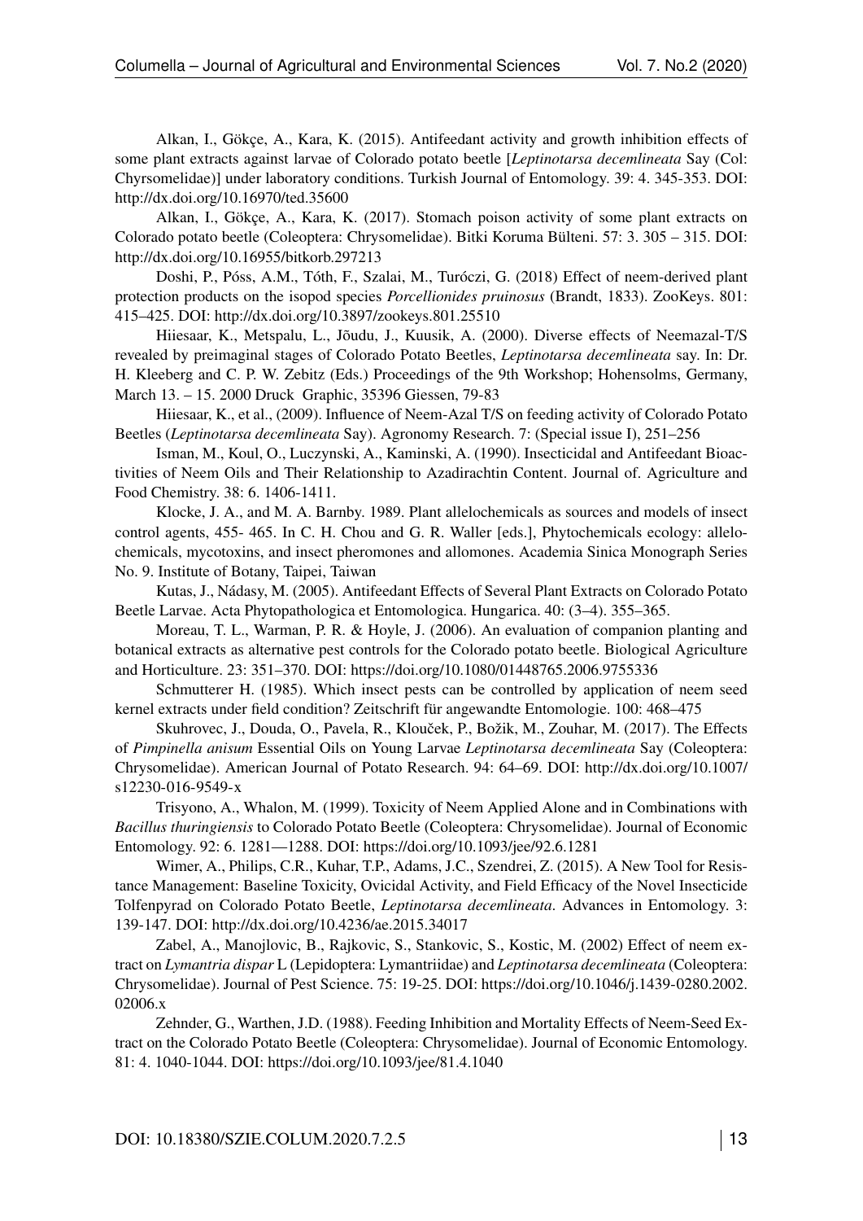Alkan, I., Gökçe, A., Kara, K. (2015). Antifeedant activity and growth inhibition effects of some plant extracts against larvae of Colorado potato beetle [*Leptinotarsa decemlineata* Say (Col: Chyrsomelidae)] under laboratory conditions. Turkish Journal of Entomology. 39: 4. 345-353. DOI: http://dx.doi.org/10.16970/ted.35600

Alkan, I., Gökçe, A., Kara, K. (2017). Stomach poison activity of some plant extracts on Colorado potato beetle (Coleoptera: Chrysomelidae). Bitki Koruma Bülteni. 57: 3. 305 – 315. DOI: http://dx.doi.org/10.16955/bitkorb.297213

Doshi, P., Póss, A.M., Tóth, F., Szalai, M., Turóczi, G. (2018) Effect of neem-derived plant protection products on the isopod species *Porcellionides pruinosus* (Brandt, 1833). ZooKeys. 801: 415–425. DOI: http://dx.doi.org/10.3897/zookeys.801.25510

Hiiesaar, K., Metspalu, L., Jõudu, J., Kuusik, A. (2000). Diverse effects of Neemazal-T/S revealed by preimaginal stages of Colorado Potato Beetles, *Leptinotarsa decemlineata* say. In: Dr. H. Kleeberg and C. P. W. Zebitz (Eds.) Proceedings of the 9th Workshop; Hohensolms, Germany, March 13. – 15. 2000 Druck Graphic, 35396 Giessen, 79-83

Hiiesaar, K., et al., (2009). Influence of Neem-Azal T/S on feeding activity of Colorado Potato Beetles (*Leptinotarsa decemlineata* Say). Agronomy Research. 7: (Special issue I), 251–256

Isman, M., Koul, O., Luczynski, A., Kaminski, A. (1990). Insecticidal and Antifeedant Bioactivities of Neem Oils and Their Relationship to Azadirachtin Content. Journal of. Agriculture and Food Chemistry. 38: 6. 1406-1411.

Klocke, J. A., and M. A. Barnby. 1989. Plant allelochemicals as sources and models of insect control agents, 455- 465. In C. H. Chou and G. R. Waller [eds.], Phytochemicals ecology: allelochemicals, mycotoxins, and insect pheromones and allomones. Academia Sinica Monograph Series No. 9. Institute of Botany, Taipei, Taiwan

Kutas, J., Nádasy, M. (2005). Antifeedant Effects of Several Plant Extracts on Colorado Potato Beetle Larvae. Acta Phytopathologica et Entomologica. Hungarica. 40: (3–4). 355–365.

Moreau, T. L., Warman, P. R. & Hoyle, J. (2006). An evaluation of companion planting and botanical extracts as alternative pest controls for the Colorado potato beetle. Biological Agriculture and Horticulture. 23: 351–370. DOI: https://doi.org/10.1080/01448765.2006.9755336

Schmutterer H. (1985). Which insect pests can be controlled by application of neem seed kernel extracts under field condition? Zeitschrift für angewandte Entomologie. 100: 468–475

Skuhrovec, J., Douda, O., Pavela, R., Klouček, P., Božik, M., Zouhar, M. (2017). The Effects of *Pimpinella anisum* Essential Oils on Young Larvae *Leptinotarsa decemlineata* Say (Coleoptera: Chrysomelidae). American Journal of Potato Research. 94: 64–69. DOI: http://dx.doi.org/10.1007/s12230-016-9549-x

Trisyono, A., Whalon, M. (1999). Toxicity of Neem Applied Alone and in Combinations with *Bacillus thuringiensis* to Colorado Potato Beetle (Coleoptera: Chrysomelidae). Journal of Economic Entomology. 92: 6. 1281—1288. DOI: https://doi.org/10.1093/jee/92.6.1281

Wimer, A., Philips, C.R., Kuhar, T.P., Adams, J.C., Szendrei, Z. (2015). A New Tool for Resistance Management: Baseline Toxicity, Ovicidal Activity, and Field Efficacy of the Novel Insecticide Tolfenpyrad on Colorado Potato Beetle, *Leptinotarsa decemlineata*. Advances in Entomology. 3: 139-147. DOI: http://dx.doi.org/10.4236/ae.2015.34017

Zabel, A., Manojlovic, B., Rajkovic, S., Stankovic, S., Kostic, M. (2002) Effect of neem extract on *Lymantria dispar* L (Lepidoptera: Lymantriidae) and *Leptinotarsa decemlineata* (Coleoptera: Chrysomelidae). Journal of Pest Science. 75: 19-25. DOI: https://doi.org/10.1046/j.1439-0280.2002.02006.x

Zehnder, G., Warthen, J.D. (1988). Feeding Inhibition and Mortality Effects of Neem-Seed Extract on the Colorado Potato Beetle (Coleoptera: Chrysomelidae). Journal of Economic Entomology. 81: 4. 1040-1044. DOI: https://doi.org/10.1093/jee/81.4.1040